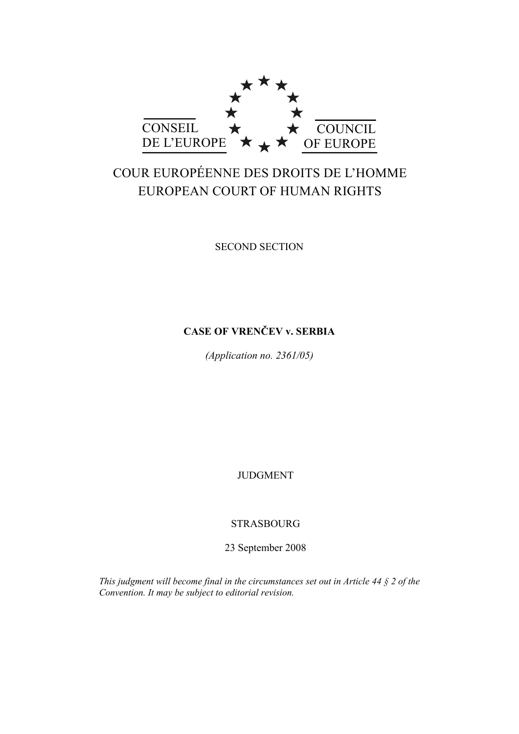CONSEIL DE L'EUROPE

COUNCIL OF EUROPE

COUR EUROPÉENNE DES DROITS DE L'HOMME
EUROPEAN COURT OF HUMAN RIGHTS

SECOND SECTION

**CASE OF VRENČEV v. SERBIA**

*(Application no. 2361/05)*

JUDGMENT

STRASBOURG

23 September 2008

*This judgment will become final in the circumstances set out in Article 44 § 2 of the Convention. It may be subject to editorial revision.*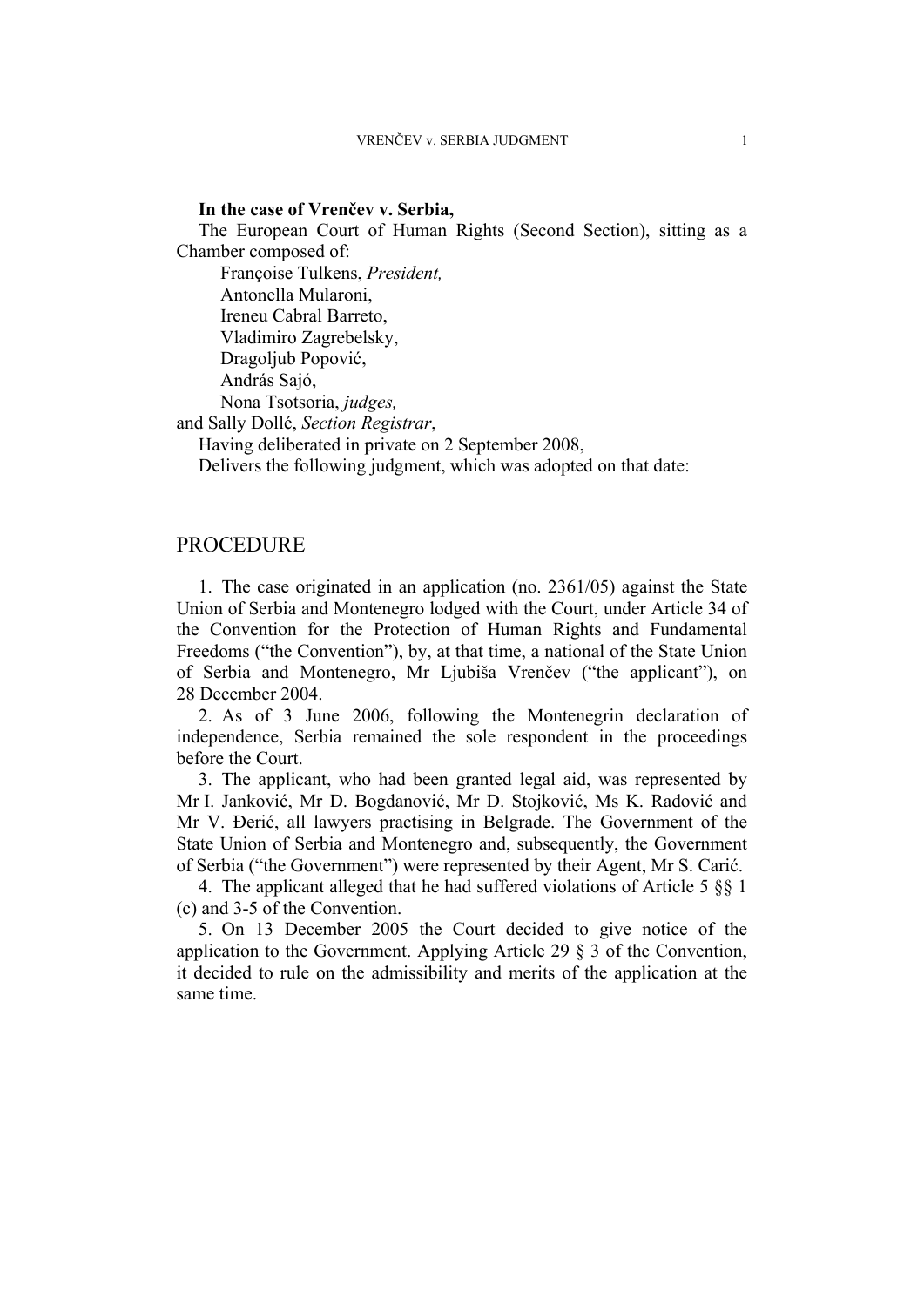**In the case of Vrenčev v. Serbia,**

The European Court of Human Rights (Second Section), sitting as a Chamber composed of:

Françoise Tulkens, *President,*
Antonella Mularoni,
Ireneu Cabral Barreto,
Vladimiro Zagrebelsky,
Dragoljub Popović,
András Sajó,
Nona Tsotsoria, *judges,*
and Sally Dollé, *Section Registrar*,

Having deliberated in private on 2 September 2008,

Delivers the following judgment, which was adopted on that date:

# PROCEDURE

1. The case originated in an application (no. 2361/05) against the State Union of Serbia and Montenegro lodged with the Court, under Article 34 of the Convention for the Protection of Human Rights and Fundamental Freedoms ("the Convention"), by, at that time, a national of the State Union of Serbia and Montenegro, Mr Ljubiša Vrenčev ("the applicant"), on 28 December 2004.

2. As of 3 June 2006, following the Montenegrin declaration of independence, Serbia remained the sole respondent in the proceedings before the Court.

3. The applicant, who had been granted legal aid, was represented by Mr I. Janković, Mr D. Bogdanović, Mr D. Stojković, Ms K. Radović and Mr V. Đerić, all lawyers practising in Belgrade. The Government of the State Union of Serbia and Montenegro and, subsequently, the Government of Serbia ("the Government") were represented by their Agent, Mr S. Carić.

4. The applicant alleged that he had suffered violations of Article 5 §§ 1 (c) and 3-5 of the Convention.

5. On 13 December 2005 the Court decided to give notice of the application to the Government. Applying Article 29 § 3 of the Convention, it decided to rule on the admissibility and merits of the application at the same time.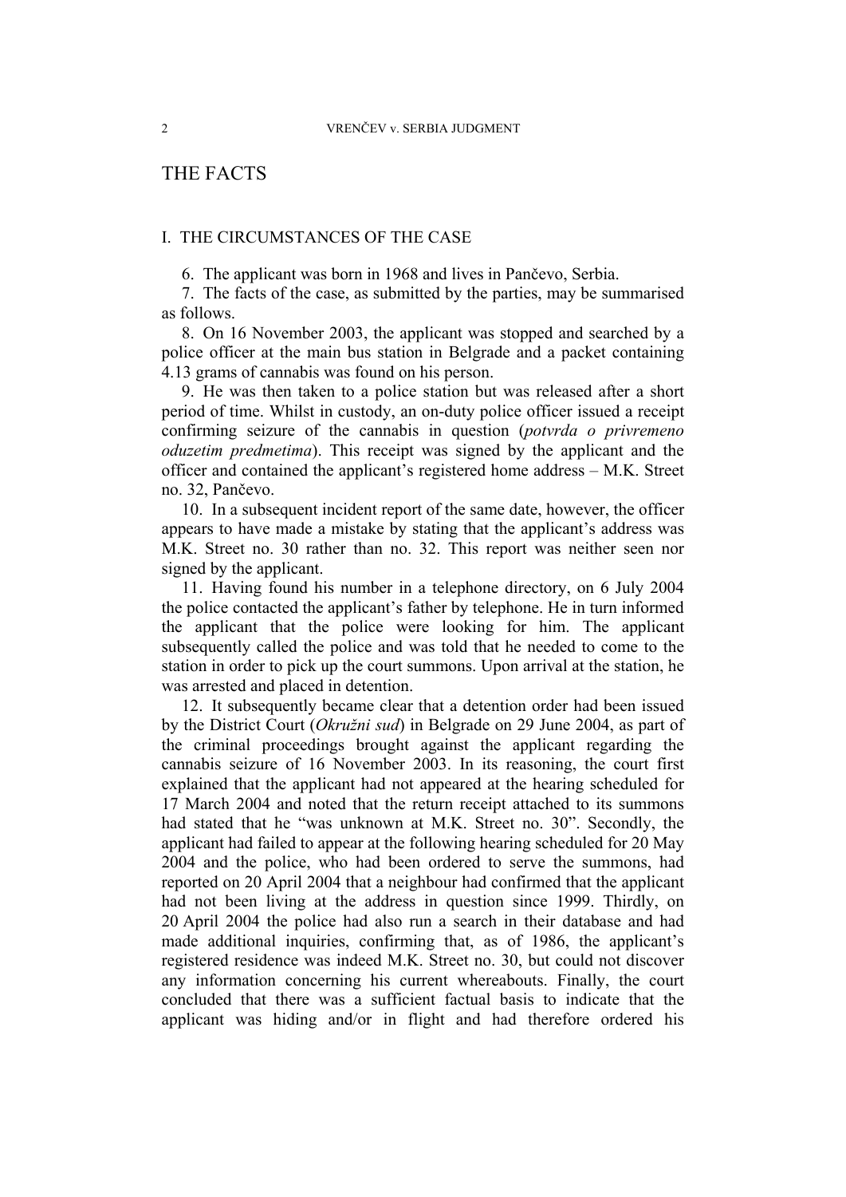# THE FACTS

## I. THE CIRCUMSTANCES OF THE CASE

6. The applicant was born in 1968 and lives in Pančevo, Serbia.

7. The facts of the case, as submitted by the parties, may be summarised as follows.

8. On 16 November 2003, the applicant was stopped and searched by a police officer at the main bus station in Belgrade and a packet containing 4.13 grams of cannabis was found on his person.

9. He was then taken to a police station but was released after a short period of time. Whilst in custody, an on-duty police officer issued a receipt confirming seizure of the cannabis in question (*potvrda o privremeno oduzetim predmetima*). This receipt was signed by the applicant and the officer and contained the applicant's registered home address – M.K. Street no. 32, Pančevo.

10. In a subsequent incident report of the same date, however, the officer appears to have made a mistake by stating that the applicant's address was M.K. Street no. 30 rather than no. 32. This report was neither seen nor signed by the applicant.

11. Having found his number in a telephone directory, on 6 July 2004 the police contacted the applicant's father by telephone. He in turn informed the applicant that the police were looking for him. The applicant subsequently called the police and was told that he needed to come to the station in order to pick up the court summons. Upon arrival at the station, he was arrested and placed in detention.

12. It subsequently became clear that a detention order had been issued by the District Court (*Okružni sud*) in Belgrade on 29 June 2004, as part of the criminal proceedings brought against the applicant regarding the cannabis seizure of 16 November 2003. In its reasoning, the court first explained that the applicant had not appeared at the hearing scheduled for 17 March 2004 and noted that the return receipt attached to its summons had stated that he "was unknown at M.K. Street no. 30". Secondly, the applicant had failed to appear at the following hearing scheduled for 20 May 2004 and the police, who had been ordered to serve the summons, had reported on 20 April 2004 that a neighbour had confirmed that the applicant had not been living at the address in question since 1999. Thirdly, on 20 April 2004 the police had also run a search in their database and had made additional inquiries, confirming that, as of 1986, the applicant's registered residence was indeed M.K. Street no. 30, but could not discover any information concerning his current whereabouts. Finally, the court concluded that there was a sufficient factual basis to indicate that the applicant was hiding and/or in flight and had therefore ordered his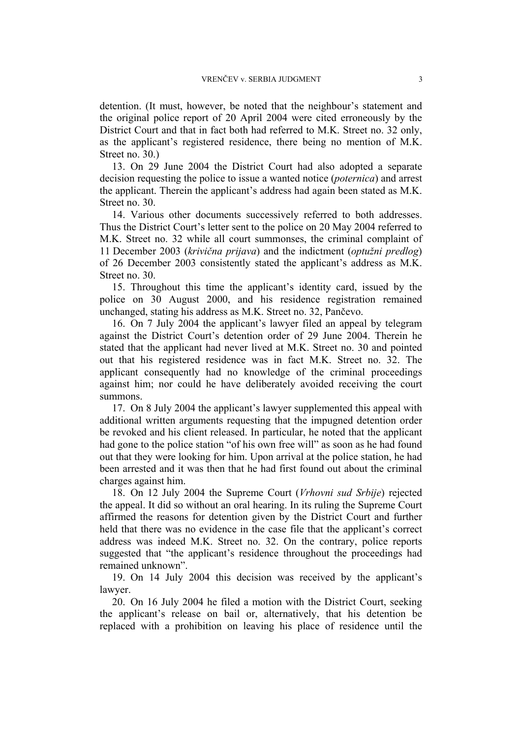detention. (It must, however, be noted that the neighbour's statement and the original police report of 20 April 2004 were cited erroneously by the District Court and that in fact both had referred to M.K. Street no. 32 only, as the applicant's registered residence, there being no mention of M.K. Street no. 30.)

13. On 29 June 2004 the District Court had also adopted a separate decision requesting the police to issue a wanted notice (*poternica*) and arrest the applicant. Therein the applicant's address had again been stated as M.K. Street no. 30.

14. Various other documents successively referred to both addresses. Thus the District Court's letter sent to the police on 20 May 2004 referred to M.K. Street no. 32 while all court summonses, the criminal complaint of 11 December 2003 (*krivična prijava*) and the indictment (*optužni predlog*) of 26 December 2003 consistently stated the applicant's address as M.K. Street no. 30.

15. Throughout this time the applicant's identity card, issued by the police on 30 August 2000, and his residence registration remained unchanged, stating his address as M.K. Street no. 32, Pančevo.

16. On 7 July 2004 the applicant's lawyer filed an appeal by telegram against the District Court's detention order of 29 June 2004. Therein he stated that the applicant had never lived at M.K. Street no. 30 and pointed out that his registered residence was in fact M.K. Street no. 32. The applicant consequently had no knowledge of the criminal proceedings against him; nor could he have deliberately avoided receiving the court summons.

17. On 8 July 2004 the applicant's lawyer supplemented this appeal with additional written arguments requesting that the impugned detention order be revoked and his client released. In particular, he noted that the applicant had gone to the police station "of his own free will" as soon as he had found out that they were looking for him. Upon arrival at the police station, he had been arrested and it was then that he had first found out about the criminal charges against him.

18. On 12 July 2004 the Supreme Court (*Vrhovni sud Srbije*) rejected the appeal. It did so without an oral hearing. In its ruling the Supreme Court affirmed the reasons for detention given by the District Court and further held that there was no evidence in the case file that the applicant's correct address was indeed M.K. Street no. 32. On the contrary, police reports suggested that "the applicant's residence throughout the proceedings had remained unknown".

19. On 14 July 2004 this decision was received by the applicant's lawyer.

20. On 16 July 2004 he filed a motion with the District Court, seeking the applicant's release on bail or, alternatively, that his detention be replaced with a prohibition on leaving his place of residence until the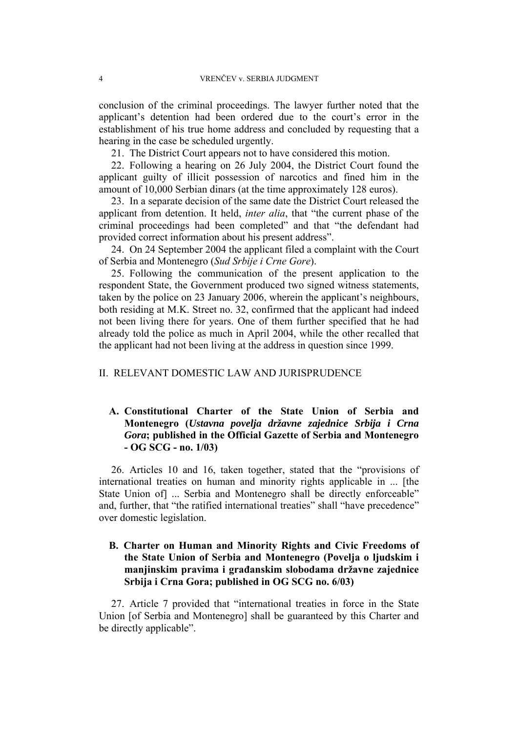conclusion of the criminal proceedings. The lawyer further noted that the applicant's detention had been ordered due to the court's error in the establishment of his true home address and concluded by requesting that a hearing in the case be scheduled urgently.

21. The District Court appears not to have considered this motion.

22. Following a hearing on 26 July 2004, the District Court found the applicant guilty of illicit possession of narcotics and fined him in the amount of 10,000 Serbian dinars (at the time approximately 128 euros).

23. In a separate decision of the same date the District Court released the applicant from detention. It held, *inter alia*, that "the current phase of the criminal proceedings had been completed" and that "the defendant had provided correct information about his present address".

24. On 24 September 2004 the applicant filed a complaint with the Court of Serbia and Montenegro (*Sud Srbije i Crne Gore*).

25. Following the communication of the present application to the respondent State, the Government produced two signed witness statements, taken by the police on 23 January 2006, wherein the applicant's neighbours, both residing at M.K. Street no. 32, confirmed that the applicant had indeed not been living there for years. One of them further specified that he had already told the police as much in April 2004, while the other recalled that the applicant had not been living at the address in question since 1999.

## II. RELEVANT DOMESTIC LAW AND JURISPRUDENCE

### A. Constitutional Charter of the State Union of Serbia and Montenegro (*Ustavna povelja državne zajednice Srbija i Crna Gora*; published in the Official Gazette of Serbia and Montenegro - OG SCG - no. 1/03)

26. Articles 10 and 16, taken together, stated that the "provisions of international treaties on human and minority rights applicable in ... [the State Union of] ... Serbia and Montenegro shall be directly enforceable" and, further, that "the ratified international treaties" shall "have precedence" over domestic legislation.

### B. Charter on Human and Minority Rights and Civic Freedoms of the State Union of Serbia and Montenegro (Povelja o ljudskim i manjinskim pravima i građanskim slobodama državne zajednice Srbija i Crna Gora; published in OG SCG no. 6/03)

27. Article 7 provided that "international treaties in force in the State Union [of Serbia and Montenegro] shall be guaranteed by this Charter and be directly applicable".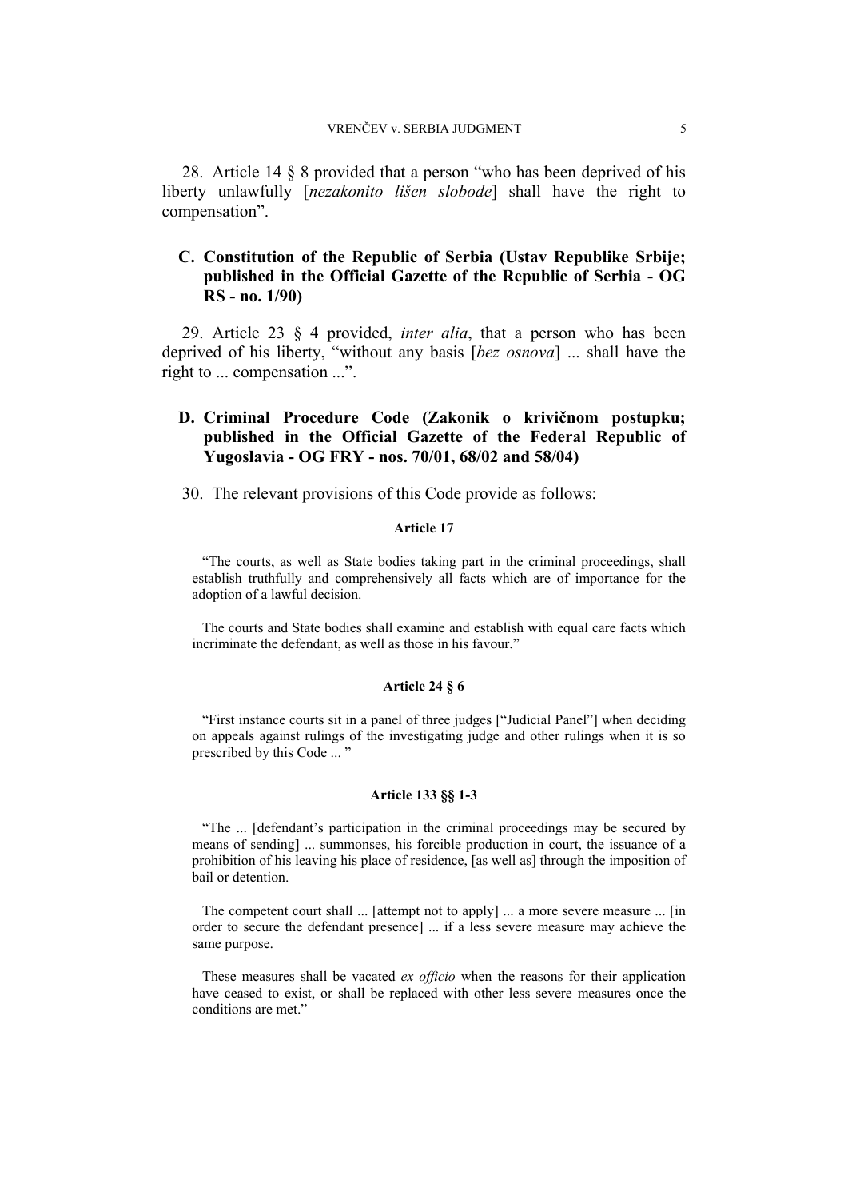28. Article 14 § 8 provided that a person "who has been deprived of his liberty unlawfully [*nezakonito lišen slobode*] shall have the right to compensation".

### C. Constitution of the Republic of Serbia (Ustav Republike Srbije; published in the Official Gazette of the Republic of Serbia - OG RS - no. 1/90)

29. Article 23 § 4 provided, *inter alia*, that a person who has been deprived of his liberty, "without any basis [*bez osnova*] ... shall have the right to ... compensation ...".

### D. Criminal Procedure Code (Zakonik o krivičnom postupku; published in the Official Gazette of the Federal Republic of Yugoslavia - OG FRY - nos. 70/01, 68/02 and 58/04)

30. The relevant provisions of this Code provide as follows:

#### Article 17

"The courts, as well as State bodies taking part in the criminal proceedings, shall establish truthfully and comprehensively all facts which are of importance for the adoption of a lawful decision.

The courts and State bodies shall examine and establish with equal care facts which incriminate the defendant, as well as those in his favour."

#### Article 24 § 6

"First instance courts sit in a panel of three judges ["Judicial Panel"] when deciding on appeals against rulings of the investigating judge and other rulings when it is so prescribed by this Code ... "

#### Article 133 §§ 1-3

"The ... [defendant's participation in the criminal proceedings may be secured by means of sending] ... summonses, his forcible production in court, the issuance of a prohibition of his leaving his place of residence, [as well as] through the imposition of bail or detention.

The competent court shall ... [attempt not to apply] ... a more severe measure ... [in order to secure the defendant presence] ... if a less severe measure may achieve the same purpose.

These measures shall be vacated *ex officio* when the reasons for their application have ceased to exist, or shall be replaced with other less severe measures once the conditions are met."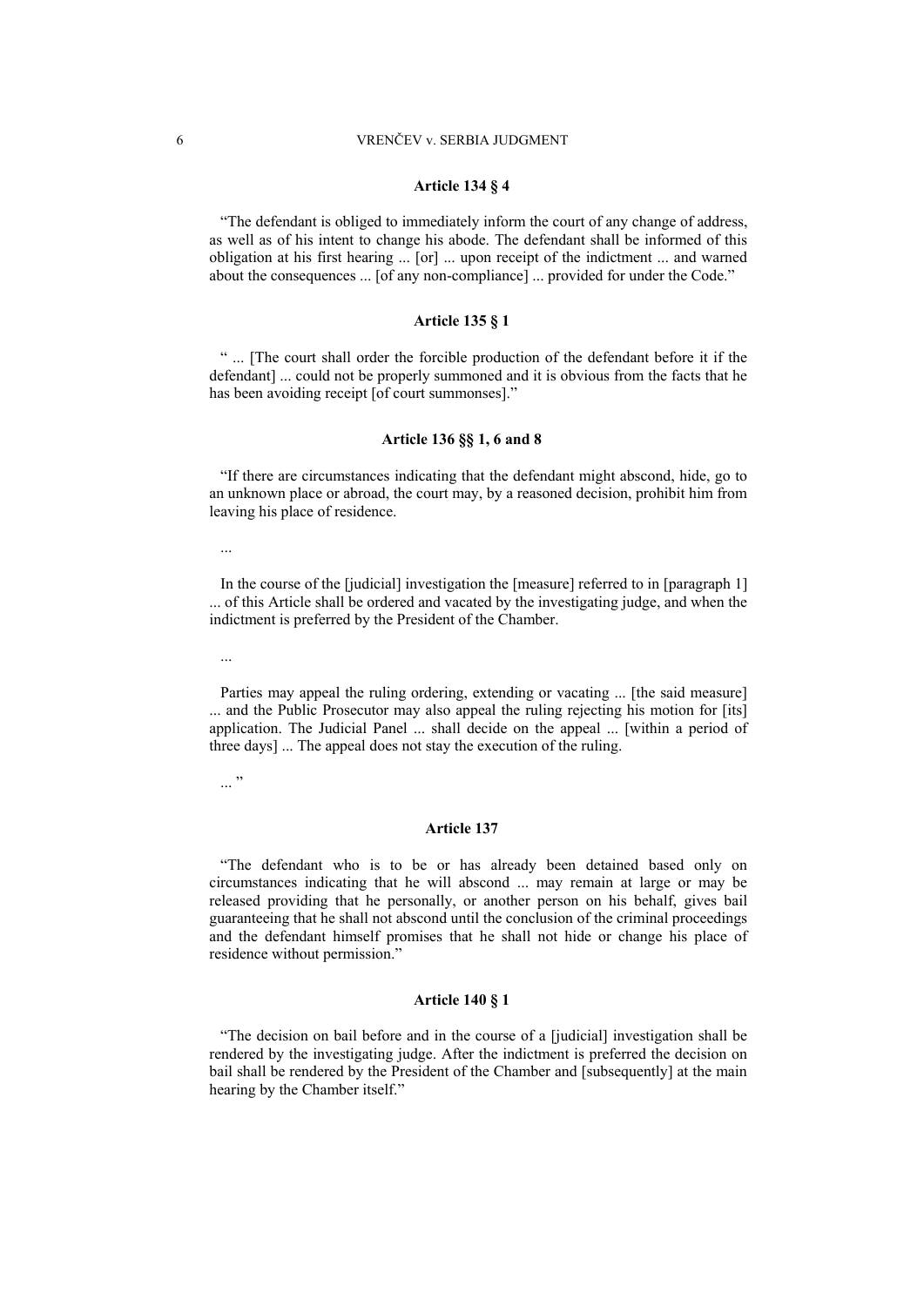**Article 134 § 4**

"The defendant is obliged to immediately inform the court of any change of address, as well as of his intent to change his abode. The defendant shall be informed of this obligation at his first hearing ... [or] ... upon receipt of the indictment ... and warned about the consequences ... [of any non-compliance] ... provided for under the Code."

**Article 135 § 1**

" ... [The court shall order the forcible production of the defendant before it if the defendant] ... could not be properly summoned and it is obvious from the facts that he has been avoiding receipt [of court summonses]."

**Article 136 §§ 1, 6 and 8**

"If there are circumstances indicating that the defendant might abscond, hide, go to an unknown place or abroad, the court may, by a reasoned decision, prohibit him from leaving his place of residence.

...

In the course of the [judicial] investigation the [measure] referred to in [paragraph 1] ... of this Article shall be ordered and vacated by the investigating judge, and when the indictment is preferred by the President of the Chamber.

...

Parties may appeal the ruling ordering, extending or vacating ... [the said measure] ... and the Public Prosecutor may also appeal the ruling rejecting his motion for [its] application. The Judicial Panel ... shall decide on the appeal ... [within a period of three days] ... The appeal does not stay the execution of the ruling.

... "

**Article 137**

"The defendant who is to be or has already been detained based only on circumstances indicating that he will abscond ... may remain at large or may be released providing that he personally, or another person on his behalf, gives bail guaranteeing that he shall not abscond until the conclusion of the criminal proceedings and the defendant himself promises that he shall not hide or change his place of residence without permission."

**Article 140 § 1**

"The decision on bail before and in the course of a [judicial] investigation shall be rendered by the investigating judge. After the indictment is preferred the decision on bail shall be rendered by the President of the Chamber and [subsequently] at the main hearing by the Chamber itself."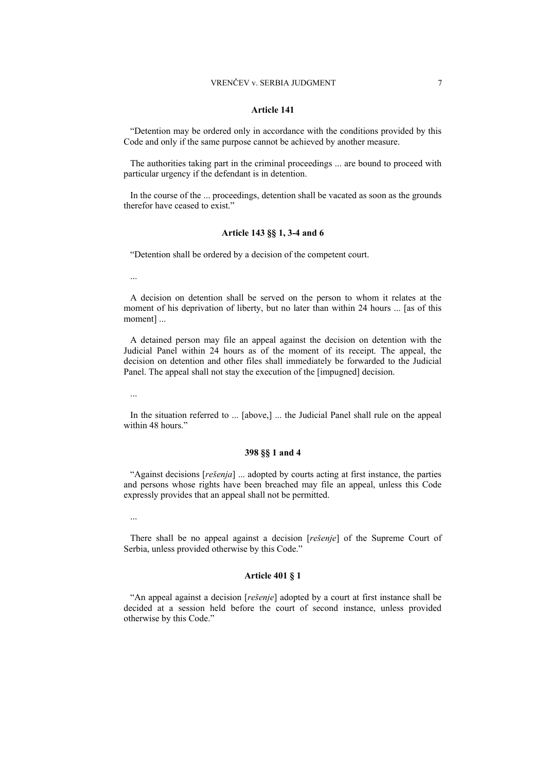#### Article 141

“Detention may be ordered only in accordance with the conditions provided by this Code and only if the same purpose cannot be achieved by another measure.

The authorities taking part in the criminal proceedings ... are bound to proceed with particular urgency if the defendant is in detention.

In the course of the ... proceedings, detention shall be vacated as soon as the grounds therefor have ceased to exist.”

#### Article 143 §§ 1, 3-4 and 6

“Detention shall be ordered by a decision of the competent court.

...

A decision on detention shall be served on the person to whom it relates at the moment of his deprivation of liberty, but no later than within 24 hours ... [as of this moment] ...

A detained person may file an appeal against the decision on detention with the Judicial Panel within 24 hours as of the moment of its receipt. The appeal, the decision on detention and other files shall immediately be forwarded to the Judicial Panel. The appeal shall not stay the execution of the [impugned] decision.

...

In the situation referred to ... [above,] ... the Judicial Panel shall rule on the appeal within 48 hours.”

#### 398 §§ 1 and 4

“Against decisions [*rešenja*] ... adopted by courts acting at first instance, the parties and persons whose rights have been breached may file an appeal, unless this Code expressly provides that an appeal shall not be permitted.

...

There shall be no appeal against a decision [*rešenje*] of the Supreme Court of Serbia, unless provided otherwise by this Code.”

#### Article 401 § 1

“An appeal against a decision [*rešenje*] adopted by a court at first instance shall be decided at a session held before the court of second instance, unless provided otherwise by this Code.”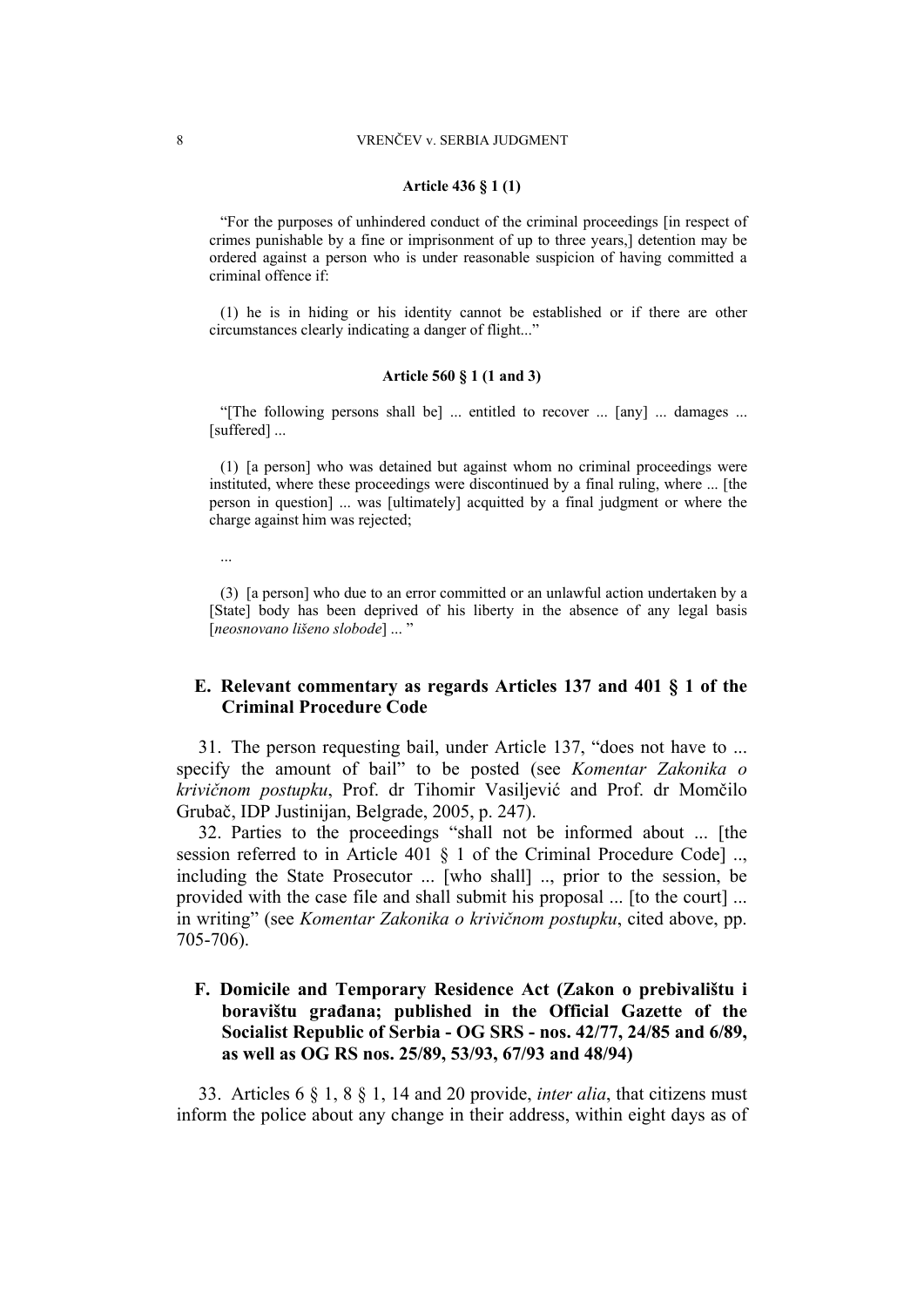**Article 436 § 1 (1)**

"For the purposes of unhindered conduct of the criminal proceedings [in respect of crimes punishable by a fine or imprisonment of up to three years,] detention may be ordered against a person who is under reasonable suspicion of having committed a criminal offence if:

(1) he is in hiding or his identity cannot be established or if there are other circumstances clearly indicating a danger of flight..."

**Article 560 § 1 (1 and 3)**

"[The following persons shall be] ... entitled to recover ... [any] ... damages ... [suffered] ...

(1) [a person] who was detained but against whom no criminal proceedings were instituted, where these proceedings were discontinued by a final ruling, where ... [the person in question] ... was [ultimately] acquitted by a final judgment or where the charge against him was rejected;

...

(3) [a person] who due to an error committed or an unlawful action undertaken by a [State] body has been deprived of his liberty in the absence of any legal basis [*neosnovano lišeno slobode*] ... "

## E. Relevant commentary as regards Articles 137 and 401 § 1 of the Criminal Procedure Code

31. The person requesting bail, under Article 137, "does not have to ... specify the amount of bail" to be posted (see *Komentar Zakonika o krivičnom postupku*, Prof. dr Tihomir Vasiljević and Prof. dr Momčilo Grubač, IDP Justinijan, Belgrade, 2005, p. 247).

32. Parties to the proceedings "shall not be informed about ... [the session referred to in Article 401 § 1 of the Criminal Procedure Code] .., including the State Prosecutor ... [who shall] .., prior to the session, be provided with the case file and shall submit his proposal ... [to the court] ... in writing" (see *Komentar Zakonika o krivičnom postupku*, cited above, pp. 705-706).

## F. Domicile and Temporary Residence Act (Zakon o prebivalištu i boravištu građana; published in the Official Gazette of the Socialist Republic of Serbia - OG SRS - nos. 42/77, 24/85 and 6/89, as well as OG RS nos. 25/89, 53/93, 67/93 and 48/94)

33. Articles 6 § 1, 8 § 1, 14 and 20 provide, *inter alia*, that citizens must inform the police about any change in their address, within eight days as of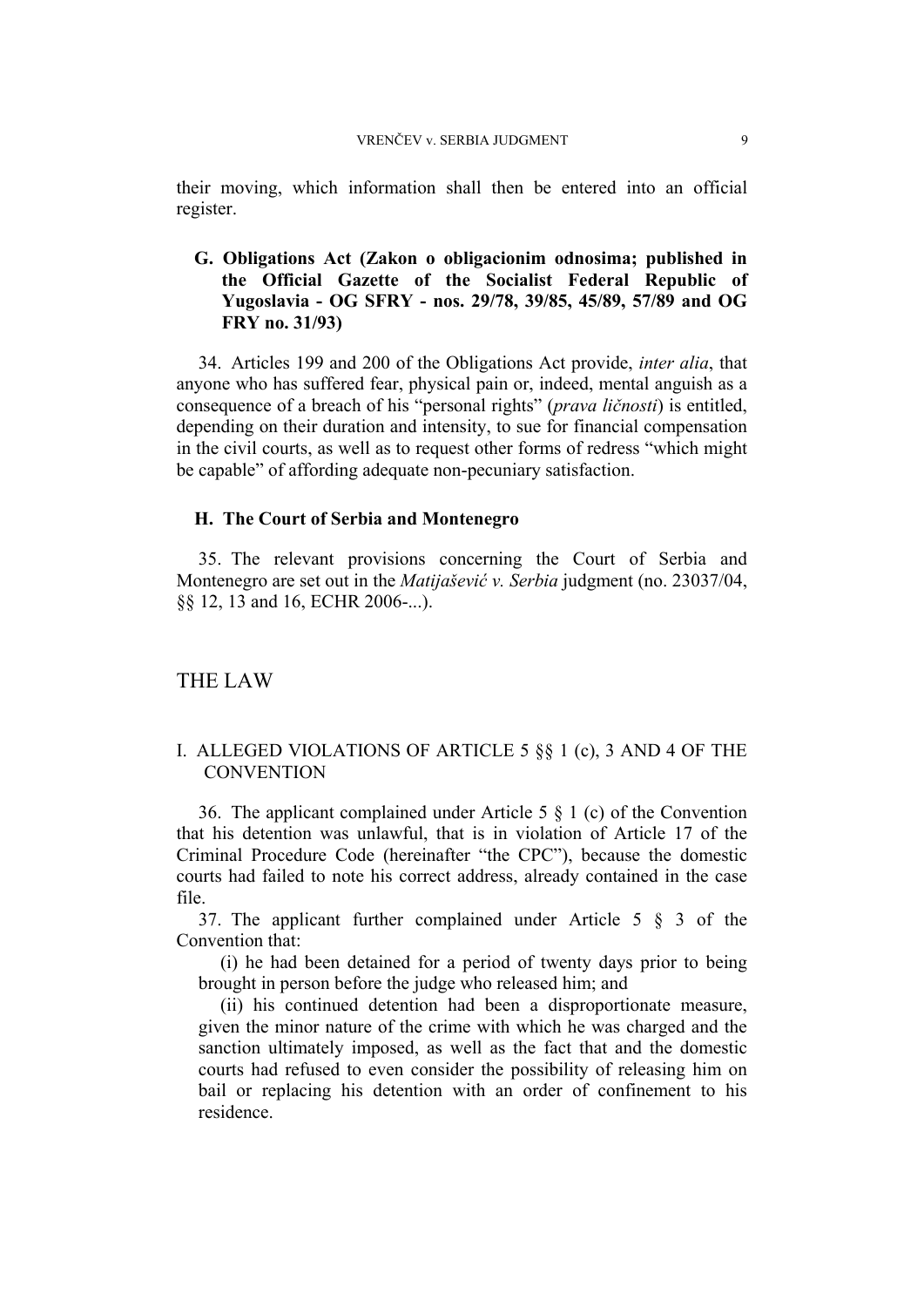their moving, which information shall then be entered into an official register.

### G. Obligations Act (Zakon o obligacionim odnosima; published in the Official Gazette of the Socialist Federal Republic of Yugoslavia - OG SFRY - nos. 29/78, 39/85, 45/89, 57/89 and OG FRY no. 31/93)

34. Articles 199 and 200 of the Obligations Act provide, *inter alia*, that anyone who has suffered fear, physical pain or, indeed, mental anguish as a consequence of a breach of his "personal rights" (*prava ličnosti*) is entitled, depending on their duration and intensity, to sue for financial compensation in the civil courts, as well as to request other forms of redress "which might be capable" of affording adequate non-pecuniary satisfaction.

### H. The Court of Serbia and Montenegro

35. The relevant provisions concerning the Court of Serbia and Montenegro are set out in the *Matijašević v. Serbia* judgment (no. 23037/04, §§ 12, 13 and 16, ECHR 2006-...).

# THE LAW

## I. ALLEGED VIOLATIONS OF ARTICLE 5 §§ 1 (c), 3 AND 4 OF THE CONVENTION

36. The applicant complained under Article 5 § 1 (c) of the Convention that his detention was unlawful, that is in violation of Article 17 of the Criminal Procedure Code (hereinafter "the CPC"), because the domestic courts had failed to note his correct address, already contained in the case file.

37. The applicant further complained under Article 5 § 3 of the Convention that:

(i) he had been detained for a period of twenty days prior to being brought in person before the judge who released him; and

(ii) his continued detention had been a disproportionate measure, given the minor nature of the crime with which he was charged and the sanction ultimately imposed, as well as the fact that and the domestic courts had refused to even consider the possibility of releasing him on bail or replacing his detention with an order of confinement to his residence.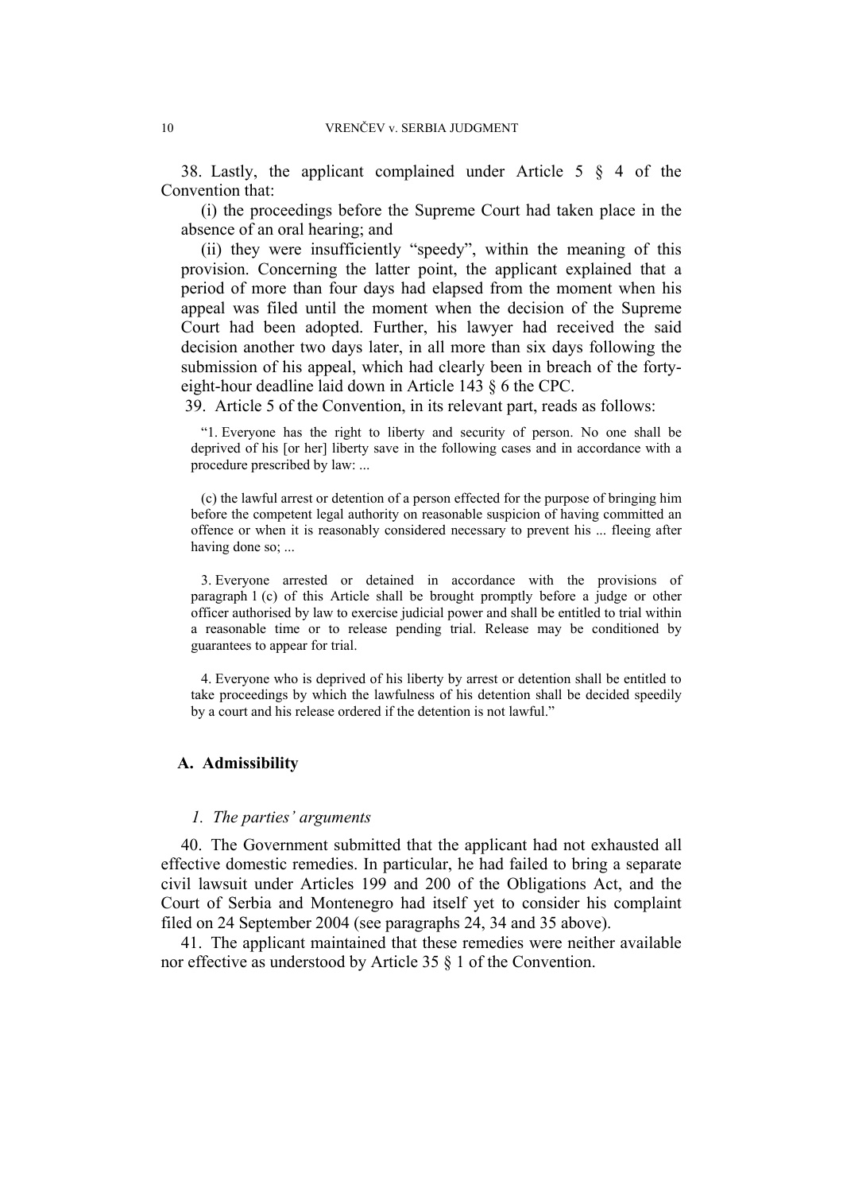38. Lastly, the applicant complained under Article 5 § 4 of the Convention that:

(i) the proceedings before the Supreme Court had taken place in the absence of an oral hearing; and

(ii) they were insufficiently "speedy", within the meaning of this provision. Concerning the latter point, the applicant explained that a period of more than four days had elapsed from the moment when his appeal was filed until the moment when the decision of the Supreme Court had been adopted. Further, his lawyer had received the said decision another two days later, in all more than six days following the submission of his appeal, which had clearly been in breach of the forty-eight-hour deadline laid down in Article 143 § 6 the CPC.

39. Article 5 of the Convention, in its relevant part, reads as follows:

> "1. Everyone has the right to liberty and security of person. No one shall be deprived of his [or her] liberty save in the following cases and in accordance with a procedure prescribed by law: ...
>
> (c) the lawful arrest or detention of a person effected for the purpose of bringing him before the competent legal authority on reasonable suspicion of having committed an offence or when it is reasonably considered necessary to prevent his ... fleeing after having done so; ...
>
> 3. Everyone arrested or detained in accordance with the provisions of paragraph 1 (c) of this Article shall be brought promptly before a judge or other officer authorised by law to exercise judicial power and shall be entitled to trial within a reasonable time or to release pending trial. Release may be conditioned by guarantees to appear for trial.
>
> 4. Everyone who is deprived of his liberty by arrest or detention shall be entitled to take proceedings by which the lawfulness of his detention shall be decided speedily by a court and his release ordered if the detention is not lawful."

## A. Admissibility

### *1. The parties' arguments*

40. The Government submitted that the applicant had not exhausted all effective domestic remedies. In particular, he had failed to bring a separate civil lawsuit under Articles 199 and 200 of the Obligations Act, and the Court of Serbia and Montenegro had itself yet to consider his complaint filed on 24 September 2004 (see paragraphs 24, 34 and 35 above).

41. The applicant maintained that these remedies were neither available nor effective as understood by Article 35 § 1 of the Convention.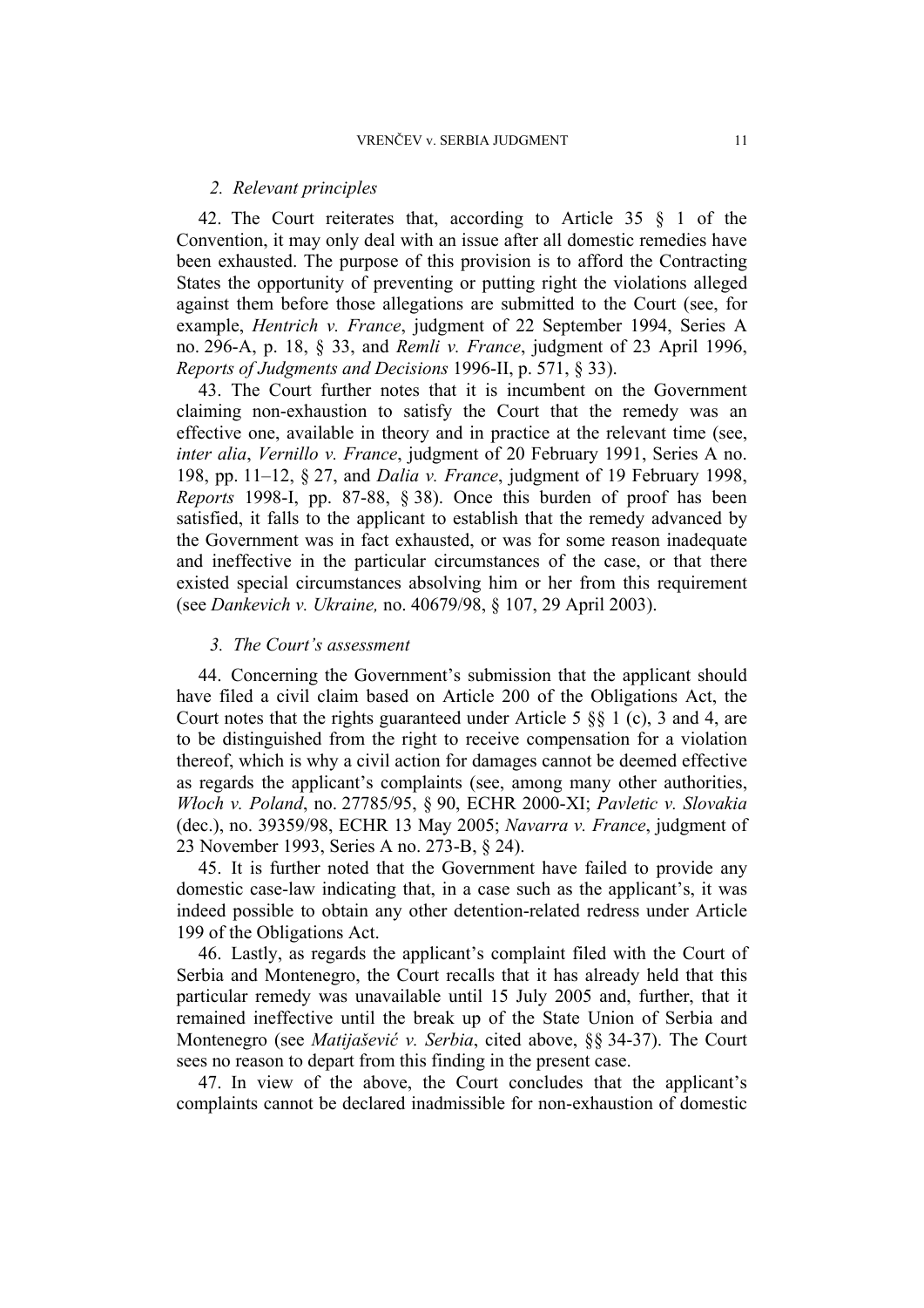### 2. *Relevant principles*

42. The Court reiterates that, according to Article 35 § 1 of the Convention, it may only deal with an issue after all domestic remedies have been exhausted. The purpose of this provision is to afford the Contracting States the opportunity of preventing or putting right the violations alleged against them before those allegations are submitted to the Court (see, for example, *Hentrich v. France*, judgment of 22 September 1994, Series A no. 296-A, p. 18, § 33, and *Remli v. France*, judgment of 23 April 1996, *Reports of Judgments and Decisions* 1996-II, p. 571, § 33).

43. The Court further notes that it is incumbent on the Government claiming non-exhaustion to satisfy the Court that the remedy was an effective one, available in theory and in practice at the relevant time (see, *inter alia*, *Vernillo v. France*, judgment of 20 February 1991, Series A no. 198, pp. 11–12, § 27, and *Dalia v. France*, judgment of 19 February 1998, *Reports* 1998-I, pp. 87-88, § 38). Once this burden of proof has been satisfied, it falls to the applicant to establish that the remedy advanced by the Government was in fact exhausted, or was for some reason inadequate and ineffective in the particular circumstances of the case, or that there existed special circumstances absolving him or her from this requirement (see *Dankevich v. Ukraine,* no. 40679/98, § 107, 29 April 2003).

### 3. *The Court's assessment*

44. Concerning the Government's submission that the applicant should have filed a civil claim based on Article 200 of the Obligations Act, the Court notes that the rights guaranteed under Article 5 §§ 1 (c), 3 and 4, are to be distinguished from the right to receive compensation for a violation thereof, which is why a civil action for damages cannot be deemed effective as regards the applicant's complaints (see, among many other authorities, *Włoch v. Poland*, no. 27785/95, § 90, ECHR 2000-XI; *Pavletic v. Slovakia* (dec.), no. 39359/98, ECHR 13 May 2005; *Navarra v. France*, judgment of 23 November 1993, Series A no. 273-B, § 24).

45. It is further noted that the Government have failed to provide any domestic case-law indicating that, in a case such as the applicant's, it was indeed possible to obtain any other detention-related redress under Article 199 of the Obligations Act.

46. Lastly, as regards the applicant's complaint filed with the Court of Serbia and Montenegro, the Court recalls that it has already held that this particular remedy was unavailable until 15 July 2005 and, further, that it remained ineffective until the break up of the State Union of Serbia and Montenegro (see *Matijašević v. Serbia*, cited above, §§ 34-37). The Court sees no reason to depart from this finding in the present case.

47. In view of the above, the Court concludes that the applicant's complaints cannot be declared inadmissible for non-exhaustion of domestic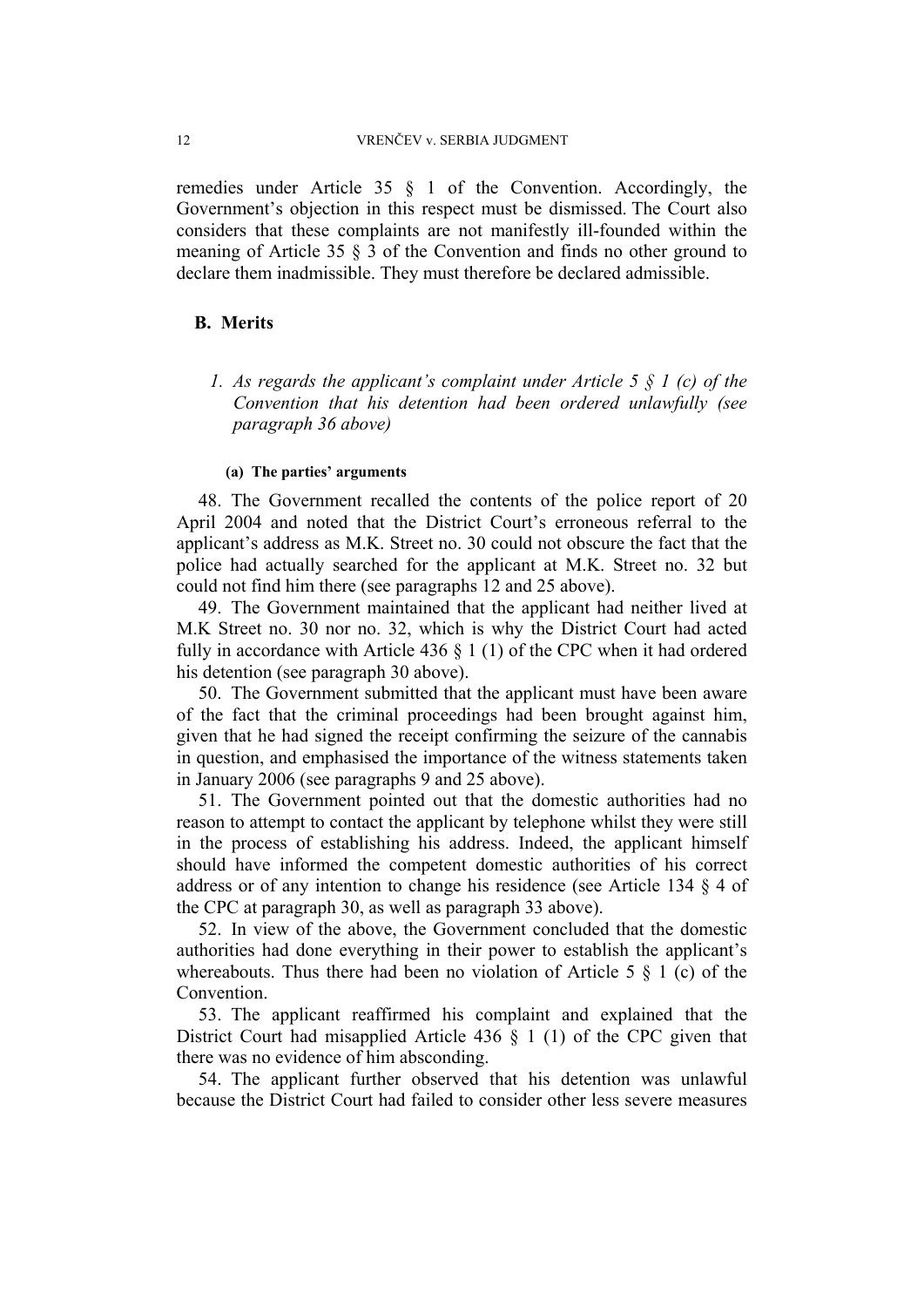remedies under Article 35 § 1 of the Convention. Accordingly, the Government's objection in this respect must be dismissed. The Court also considers that these complaints are not manifestly ill-founded within the meaning of Article 35 § 3 of the Convention and finds no other ground to declare them inadmissible. They must therefore be declared admissible.

## B. Merits

### *1. As regards the applicant's complaint under Article 5 § 1 (c) of the Convention that his detention had been ordered unlawfully (see paragraph 36 above)*

#### (a) The parties' arguments

48. The Government recalled the contents of the police report of 20 April 2004 and noted that the District Court's erroneous referral to the applicant's address as M.K. Street no. 30 could not obscure the fact that the police had actually searched for the applicant at M.K. Street no. 32 but could not find him there (see paragraphs 12 and 25 above).

49. The Government maintained that the applicant had neither lived at M.K Street no. 30 nor no. 32, which is why the District Court had acted fully in accordance with Article 436 § 1 (1) of the CPC when it had ordered his detention (see paragraph 30 above).

50. The Government submitted that the applicant must have been aware of the fact that the criminal proceedings had been brought against him, given that he had signed the receipt confirming the seizure of the cannabis in question, and emphasised the importance of the witness statements taken in January 2006 (see paragraphs 9 and 25 above).

51. The Government pointed out that the domestic authorities had no reason to attempt to contact the applicant by telephone whilst they were still in the process of establishing his address. Indeed, the applicant himself should have informed the competent domestic authorities of his correct address or of any intention to change his residence (see Article 134 § 4 of the CPC at paragraph 30, as well as paragraph 33 above).

52. In view of the above, the Government concluded that the domestic authorities had done everything in their power to establish the applicant's whereabouts. Thus there had been no violation of Article 5 § 1 (c) of the Convention.

53. The applicant reaffirmed his complaint and explained that the District Court had misapplied Article 436 § 1 (1) of the CPC given that there was no evidence of him absconding.

54. The applicant further observed that his detention was unlawful because the District Court had failed to consider other less severe measures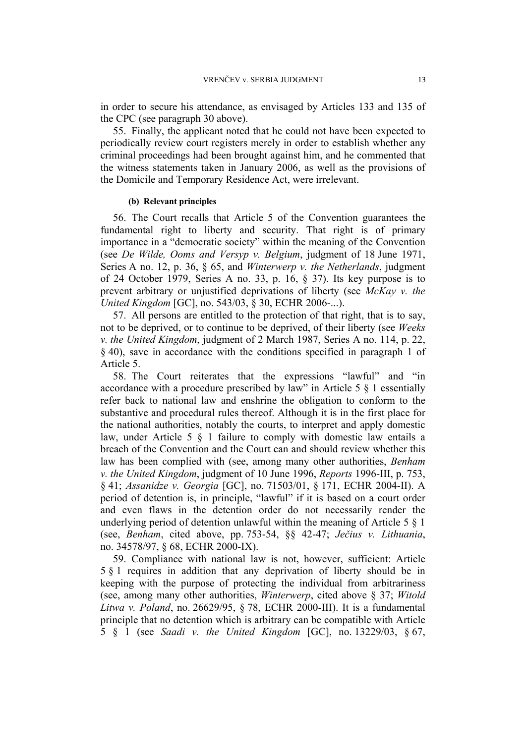in order to secure his attendance, as envisaged by Articles 133 and 135 of the CPC (see paragraph 30 above).

55. Finally, the applicant noted that he could not have been expected to periodically review court registers merely in order to establish whether any criminal proceedings had been brought against him, and he commented that the witness statements taken in January 2006, as well as the provisions of the Domicile and Temporary Residence Act, were irrelevant.

#### (b) Relevant principles

56. The Court recalls that Article 5 of the Convention guarantees the fundamental right to liberty and security. That right is of primary importance in a "democratic society" within the meaning of the Convention (see *De Wilde, Ooms and Versyp v. Belgium*, judgment of 18 June 1971, Series A no. 12, p. 36, § 65, and *Winterwerp v. the Netherlands*, judgment of 24 October 1979, Series A no. 33, p. 16, § 37). Its key purpose is to prevent arbitrary or unjustified deprivations of liberty (see *McKay v. the United Kingdom* [GC], no. 543/03, § 30, ECHR 2006-...).

57. All persons are entitled to the protection of that right, that is to say, not to be deprived, or to continue to be deprived, of their liberty (see *Weeks v. the United Kingdom*, judgment of 2 March 1987, Series A no. 114, p. 22, § 40), save in accordance with the conditions specified in paragraph 1 of Article 5.

58. The Court reiterates that the expressions "lawful" and "in accordance with a procedure prescribed by law" in Article 5 § 1 essentially refer back to national law and enshrine the obligation to conform to the substantive and procedural rules thereof. Although it is in the first place for the national authorities, notably the courts, to interpret and apply domestic law, under Article 5 § 1 failure to comply with domestic law entails a breach of the Convention and the Court can and should review whether this law has been complied with (see, among many other authorities, *Benham v. the United Kingdom*, judgment of 10 June 1996, *Reports* 1996-III, p. 753, § 41; *Assanidze v. Georgia* [GC], no. 71503/01, § 171, ECHR 2004-II). A period of detention is, in principle, "lawful" if it is based on a court order and even flaws in the detention order do not necessarily render the underlying period of detention unlawful within the meaning of Article 5 § 1 (see, *Benham*, cited above, pp. 753-54, §§ 42-47; *Ječius v. Lithuania*, no. 34578/97, § 68, ECHR 2000-IX).

59. Compliance with national law is not, however, sufficient: Article 5 § 1 requires in addition that any deprivation of liberty should be in keeping with the purpose of protecting the individual from arbitrariness (see, among many other authorities, *Winterwerp*, cited above § 37; *Witold Litwa v. Poland*, no. 26629/95, § 78, ECHR 2000-III). It is a fundamental principle that no detention which is arbitrary can be compatible with Article 5 § 1 (see *Saadi v. the United Kingdom* [GC], no. 13229/03, § 67,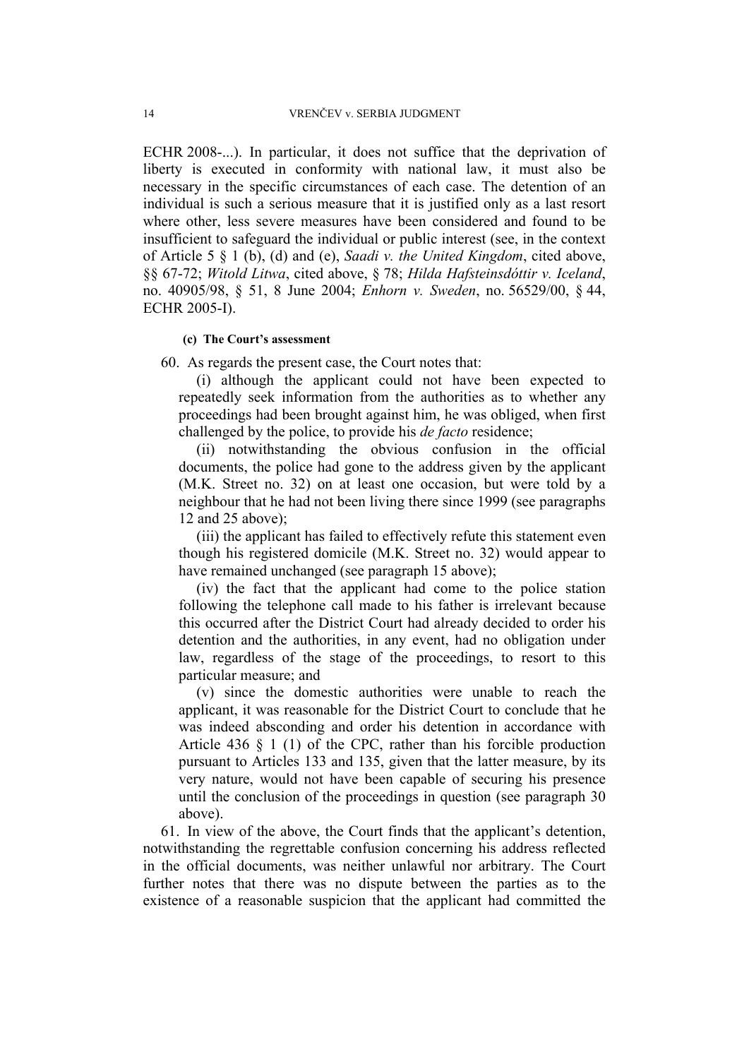ECHR 2008-...). In particular, it does not suffice that the deprivation of liberty is executed in conformity with national law, it must also be necessary in the specific circumstances of each case. The detention of an individual is such a serious measure that it is justified only as a last resort where other, less severe measures have been considered and found to be insufficient to safeguard the individual or public interest (see, in the context of Article 5 § 1 (b), (d) and (e), *Saadi v. the United Kingdom*, cited above, §§ 67-72; *Witold Litwa*, cited above, § 78; *Hilda Hafsteinsdóttir v. Iceland*, no. 40905/98, § 51, 8 June 2004; *Enhorn v. Sweden*, no. 56529/00, § 44, ECHR 2005-I).

#### (c) The Court's assessment

60. As regards the present case, the Court notes that:

(i) although the applicant could not have been expected to repeatedly seek information from the authorities as to whether any proceedings had been brought against him, he was obliged, when first challenged by the police, to provide his *de facto* residence;

(ii) notwithstanding the obvious confusion in the official documents, the police had gone to the address given by the applicant (M.K. Street no. 32) on at least one occasion, but were told by a neighbour that he had not been living there since 1999 (see paragraphs 12 and 25 above);

(iii) the applicant has failed to effectively refute this statement even though his registered domicile (M.K. Street no. 32) would appear to have remained unchanged (see paragraph 15 above);

(iv) the fact that the applicant had come to the police station following the telephone call made to his father is irrelevant because this occurred after the District Court had already decided to order his detention and the authorities, in any event, had no obligation under law, regardless of the stage of the proceedings, to resort to this particular measure; and

(v) since the domestic authorities were unable to reach the applicant, it was reasonable for the District Court to conclude that he was indeed absconding and order his detention in accordance with Article 436 § 1 (1) of the CPC, rather than his forcible production pursuant to Articles 133 and 135, given that the latter measure, by its very nature, would not have been capable of securing his presence until the conclusion of the proceedings in question (see paragraph 30 above).

61. In view of the above, the Court finds that the applicant's detention, notwithstanding the regrettable confusion concerning his address reflected in the official documents, was neither unlawful nor arbitrary. The Court further notes that there was no dispute between the parties as to the existence of a reasonable suspicion that the applicant had committed the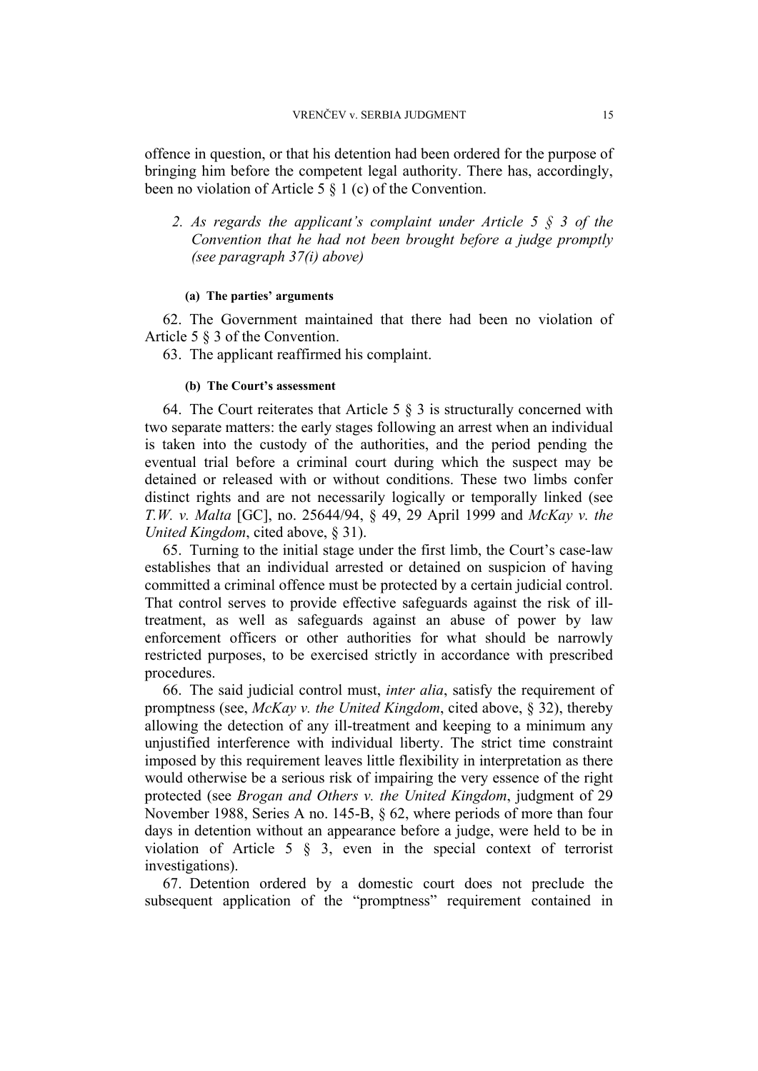offence in question, or that his detention had been ordered for the purpose of bringing him before the competent legal authority. There has, accordingly, been no violation of Article 5 § 1 (c) of the Convention.

### *2. As regards the applicant's complaint under Article 5 § 3 of the Convention that he had not been brought before a judge promptly (see paragraph 37(i) above)*

#### (a) The parties' arguments

62. The Government maintained that there had been no violation of Article 5 § 3 of the Convention.

63. The applicant reaffirmed his complaint.

#### (b) The Court's assessment

64. The Court reiterates that Article 5 § 3 is structurally concerned with two separate matters: the early stages following an arrest when an individual is taken into the custody of the authorities, and the period pending the eventual trial before a criminal court during which the suspect may be detained or released with or without conditions. These two limbs confer distinct rights and are not necessarily logically or temporally linked (see *T.W. v. Malta* [GC], no. 25644/94, § 49, 29 April 1999 and *McKay v. the United Kingdom*, cited above, § 31).

65. Turning to the initial stage under the first limb, the Court's case-law establishes that an individual arrested or detained on suspicion of having committed a criminal offence must be protected by a certain judicial control. That control serves to provide effective safeguards against the risk of ill-treatment, as well as safeguards against an abuse of power by law enforcement officers or other authorities for what should be narrowly restricted purposes, to be exercised strictly in accordance with prescribed procedures.

66. The said judicial control must, *inter alia*, satisfy the requirement of promptness (see, *McKay v. the United Kingdom*, cited above, § 32), thereby allowing the detection of any ill-treatment and keeping to a minimum any unjustified interference with individual liberty. The strict time constraint imposed by this requirement leaves little flexibility in interpretation as there would otherwise be a serious risk of impairing the very essence of the right protected (see *Brogan and Others v. the United Kingdom*, judgment of 29 November 1988, Series A no. 145-B, § 62, where periods of more than four days in detention without an appearance before a judge, were held to be in violation of Article 5 § 3, even in the special context of terrorist investigations).

67. Detention ordered by a domestic court does not preclude the subsequent application of the "promptness" requirement contained in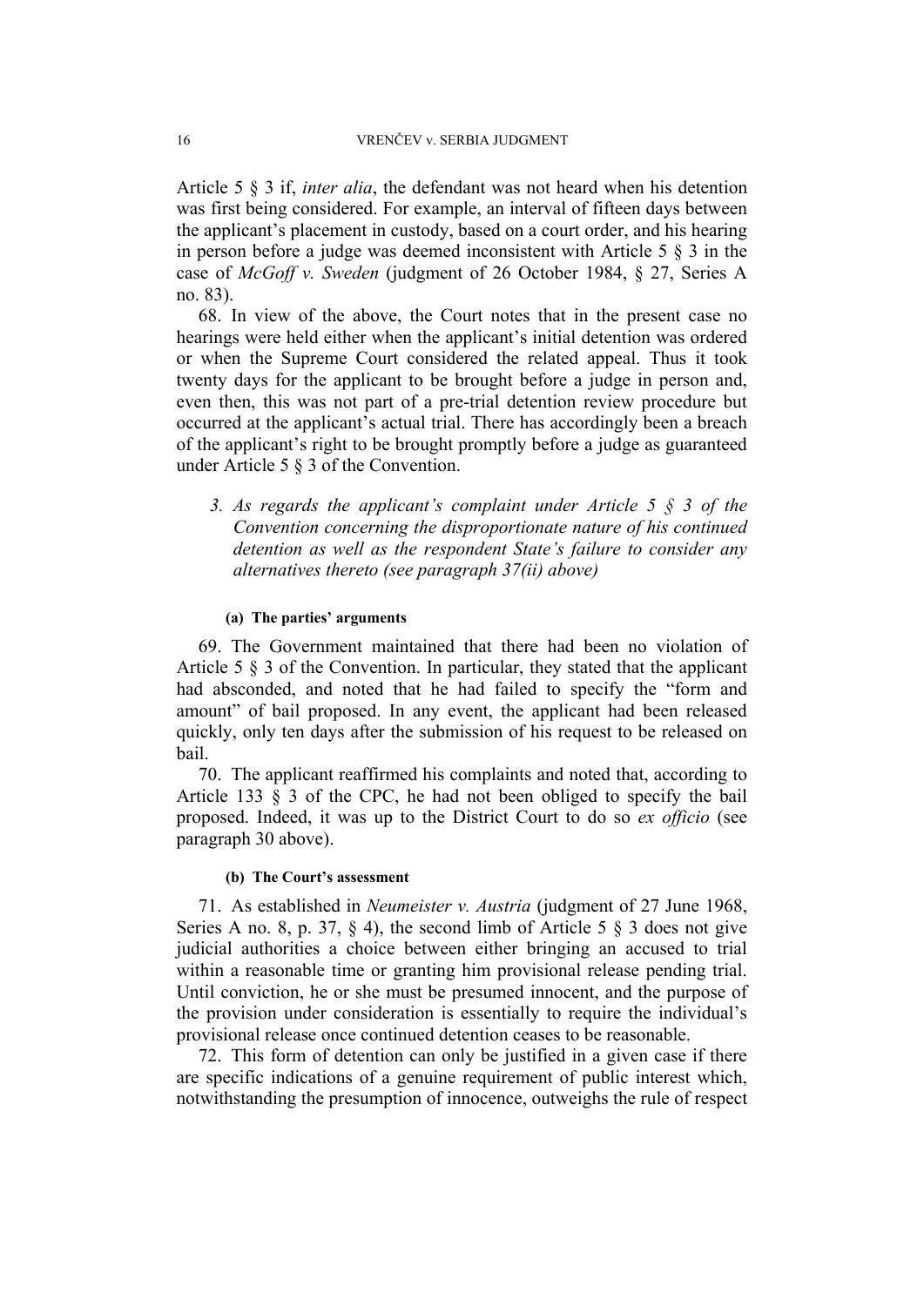Article 5 § 3 if, *inter alia*, the defendant was not heard when his detention was first being considered. For example, an interval of fifteen days between the applicant's placement in custody, based on a court order, and his hearing in person before a judge was deemed inconsistent with Article 5 § 3 in the case of *McGoff v. Sweden* (judgment of 26 October 1984, § 27, Series A no. 83).

68. In view of the above, the Court notes that in the present case no hearings were held either when the applicant's initial detention was ordered or when the Supreme Court considered the related appeal. Thus it took twenty days for the applicant to be brought before a judge in person and, even then, this was not part of a pre-trial detention review procedure but occurred at the applicant's actual trial. There has accordingly been a breach of the applicant's right to be brought promptly before a judge as guaranteed under Article 5 § 3 of the Convention.

### *3. As regards the applicant's complaint under Article 5 § 3 of the Convention concerning the disproportionate nature of his continued detention as well as the respondent State's failure to consider any alternatives thereto (see paragraph 37(ii) above)*

#### (a) The parties' arguments

69. The Government maintained that there had been no violation of Article 5 § 3 of the Convention. In particular, they stated that the applicant had absconded, and noted that he had failed to specify the "form and amount" of bail proposed. In any event, the applicant had been released quickly, only ten days after the submission of his request to be released on bail.

70. The applicant reaffirmed his complaints and noted that, according to Article 133 § 3 of the CPC, he had not been obliged to specify the bail proposed. Indeed, it was up to the District Court to do so *ex officio* (see paragraph 30 above).

#### (b) The Court's assessment

71. As established in *Neumeister v. Austria* (judgment of 27 June 1968, Series A no. 8, p. 37, § 4), the second limb of Article 5 § 3 does not give judicial authorities a choice between either bringing an accused to trial within a reasonable time or granting him provisional release pending trial. Until conviction, he or she must be presumed innocent, and the purpose of the provision under consideration is essentially to require the individual's provisional release once continued detention ceases to be reasonable.

72. This form of detention can only be justified in a given case if there are specific indications of a genuine requirement of public interest which, notwithstanding the presumption of innocence, outweighs the rule of respect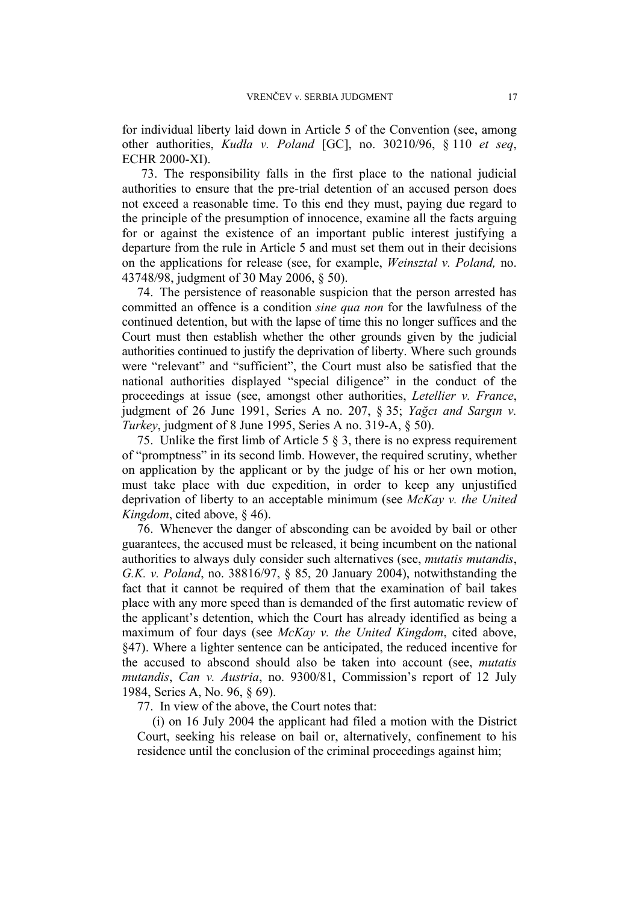for individual liberty laid down in Article 5 of the Convention (see, among other authorities, *Kudła v. Poland* [GC], no. 30210/96, § 110 *et seq*, ECHR 2000-XI).

73. The responsibility falls in the first place to the national judicial authorities to ensure that the pre-trial detention of an accused person does not exceed a reasonable time. To this end they must, paying due regard to the principle of the presumption of innocence, examine all the facts arguing for or against the existence of an important public interest justifying a departure from the rule in Article 5 and must set them out in their decisions on the applications for release (see, for example, *Weinsztal v. Poland,* no. 43748/98, judgment of 30 May 2006, § 50).

74. The persistence of reasonable suspicion that the person arrested has committed an offence is a condition *sine qua non* for the lawfulness of the continued detention, but with the lapse of time this no longer suffices and the Court must then establish whether the other grounds given by the judicial authorities continued to justify the deprivation of liberty. Where such grounds were "relevant" and "sufficient", the Court must also be satisfied that the national authorities displayed "special diligence" in the conduct of the proceedings at issue (see, amongst other authorities, *Letellier v. France*, judgment of 26 June 1991, Series A no. 207, § 35; *Yağcı and Sargın v. Turkey*, judgment of 8 June 1995, Series A no. 319-A, § 50).

75. Unlike the first limb of Article 5 § 3, there is no express requirement of "promptness" in its second limb. However, the required scrutiny, whether on application by the applicant or by the judge of his or her own motion, must take place with due expedition, in order to keep any unjustified deprivation of liberty to an acceptable minimum (see *McKay v. the United Kingdom*, cited above, § 46).

76. Whenever the danger of absconding can be avoided by bail or other guarantees, the accused must be released, it being incumbent on the national authorities to always duly consider such alternatives (see, *mutatis mutandis*, *G.K. v. Poland*, no. 38816/97, § 85, 20 January 2004), notwithstanding the fact that it cannot be required of them that the examination of bail takes place with any more speed than is demanded of the first automatic review of the applicant's detention, which the Court has already identified as being a maximum of four days (see *McKay v. the United Kingdom*, cited above, §47). Where a lighter sentence can be anticipated, the reduced incentive for the accused to abscond should also be taken into account (see, *mutatis mutandis*, *Can v. Austria*, no. 9300/81, Commission's report of 12 July 1984, Series A, No. 96, § 69).

77. In view of the above, the Court notes that:

(i) on 16 July 2004 the applicant had filed a motion with the District Court, seeking his release on bail or, alternatively, confinement to his residence until the conclusion of the criminal proceedings against him;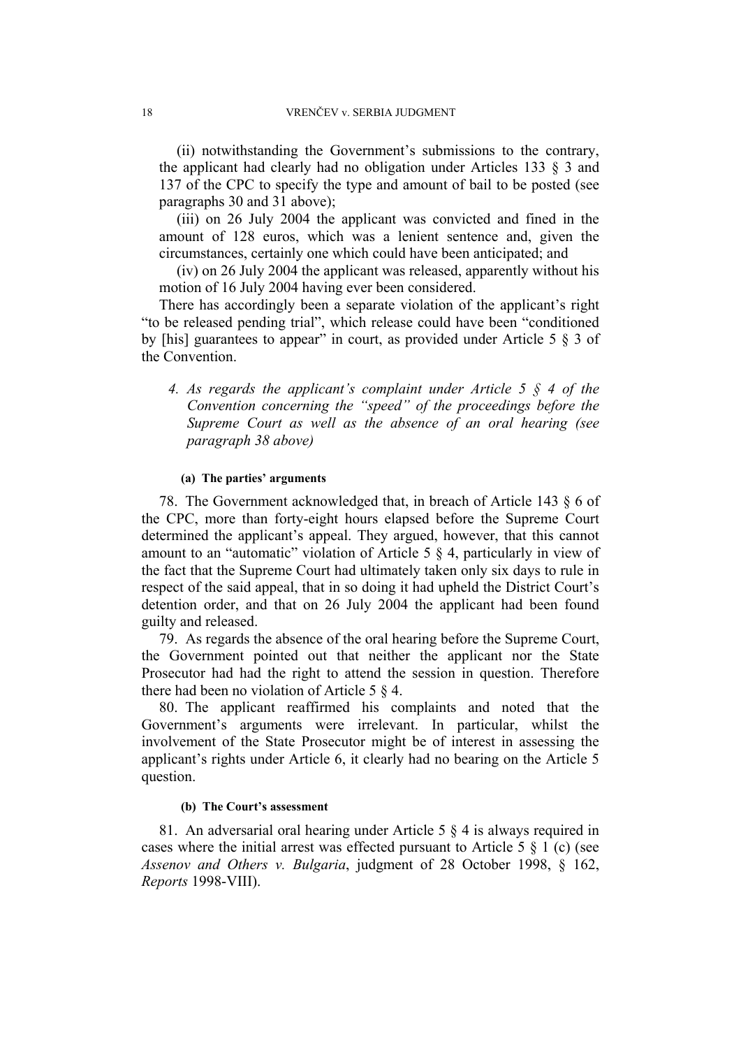(ii) notwithstanding the Government's submissions to the contrary, the applicant had clearly had no obligation under Articles 133 § 3 and 137 of the CPC to specify the type and amount of bail to be posted (see paragraphs 30 and 31 above);

(iii) on 26 July 2004 the applicant was convicted and fined in the amount of 128 euros, which was a lenient sentence and, given the circumstances, certainly one which could have been anticipated; and

(iv) on 26 July 2004 the applicant was released, apparently without his motion of 16 July 2004 having ever been considered.

There has accordingly been a separate violation of the applicant's right "to be released pending trial", which release could have been "conditioned by [his] guarantees to appear" in court, as provided under Article 5 § 3 of the Convention.

#### *4. As regards the applicant's complaint under Article 5 § 4 of the Convention concerning the "speed" of the proceedings before the Supreme Court as well as the absence of an oral hearing (see paragraph 38 above)*

##### (a) The parties' arguments

78. The Government acknowledged that, in breach of Article 143 § 6 of the CPC, more than forty-eight hours elapsed before the Supreme Court determined the applicant's appeal. They argued, however, that this cannot amount to an "automatic" violation of Article 5 § 4, particularly in view of the fact that the Supreme Court had ultimately taken only six days to rule in respect of the said appeal, that in so doing it had upheld the District Court's detention order, and that on 26 July 2004 the applicant had been found guilty and released.

79. As regards the absence of the oral hearing before the Supreme Court, the Government pointed out that neither the applicant nor the State Prosecutor had had the right to attend the session in question. Therefore there had been no violation of Article 5 § 4.

80. The applicant reaffirmed his complaints and noted that the Government's arguments were irrelevant. In particular, whilst the involvement of the State Prosecutor might be of interest in assessing the applicant's rights under Article 6, it clearly had no bearing on the Article 5 question.

##### (b) The Court's assessment

81. An adversarial oral hearing under Article 5 § 4 is always required in cases where the initial arrest was effected pursuant to Article 5 § 1 (c) (see *Assenov and Others v. Bulgaria*, judgment of 28 October 1998, § 162, *Reports* 1998-VIII).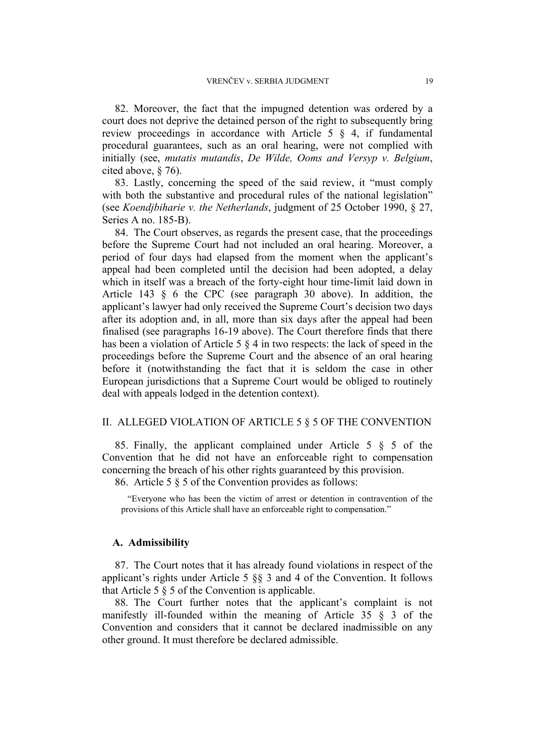82. Moreover, the fact that the impugned detention was ordered by a court does not deprive the detained person of the right to subsequently bring review proceedings in accordance with Article 5 § 4, if fundamental procedural guarantees, such as an oral hearing, were not complied with initially (see, *mutatis mutandis*, *De Wilde, Ooms and Versyp v. Belgium*, cited above, § 76).

83. Lastly, concerning the speed of the said review, it "must comply with both the substantive and procedural rules of the national legislation" (see *Koendjbiharie v. the Netherlands*, judgment of 25 October 1990, § 27, Series A no. 185-B).

84. The Court observes, as regards the present case, that the proceedings before the Supreme Court had not included an oral hearing. Moreover, a period of four days had elapsed from the moment when the applicant's appeal had been completed until the decision had been adopted, a delay which in itself was a breach of the forty-eight hour time-limit laid down in Article 143 § 6 the CPC (see paragraph 30 above). In addition, the applicant's lawyer had only received the Supreme Court's decision two days after its adoption and, in all, more than six days after the appeal had been finalised (see paragraphs 16-19 above). The Court therefore finds that there has been a violation of Article 5 § 4 in two respects: the lack of speed in the proceedings before the Supreme Court and the absence of an oral hearing before it (notwithstanding the fact that it is seldom the case in other European jurisdictions that a Supreme Court would be obliged to routinely deal with appeals lodged in the detention context).

## II. ALLEGED VIOLATION OF ARTICLE 5 § 5 OF THE CONVENTION

85. Finally, the applicant complained under Article 5 § 5 of the Convention that he did not have an enforceable right to compensation concerning the breach of his other rights guaranteed by this provision.

86. Article 5 § 5 of the Convention provides as follows:

> "Everyone who has been the victim of arrest or detention in contravention of the provisions of this Article shall have an enforceable right to compensation."

### A. Admissibility

87. The Court notes that it has already found violations in respect of the applicant's rights under Article 5 §§ 3 and 4 of the Convention. It follows that Article 5 § 5 of the Convention is applicable.

88. The Court further notes that the applicant's complaint is not manifestly ill-founded within the meaning of Article 35 § 3 of the Convention and considers that it cannot be declared inadmissible on any other ground. It must therefore be declared admissible.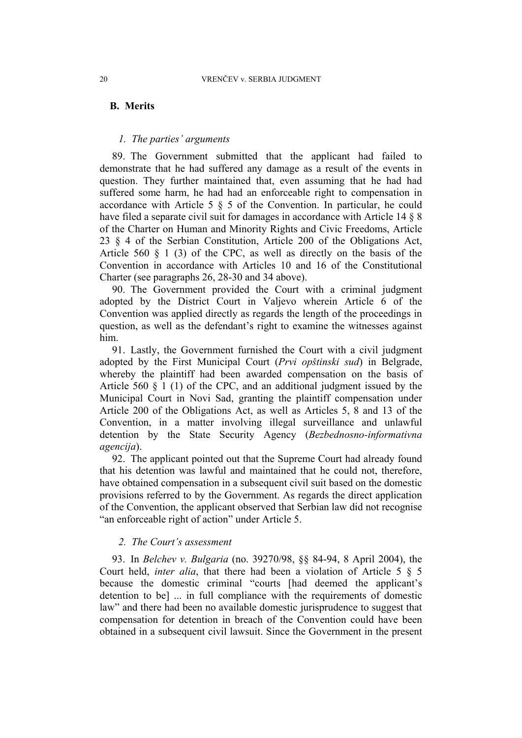## B. Merits

### *1. The parties' arguments*

89. The Government submitted that the applicant had failed to demonstrate that he had suffered any damage as a result of the events in question. They further maintained that, even assuming that he had had suffered some harm, he had had an enforceable right to compensation in accordance with Article 5 § 5 of the Convention. In particular, he could have filed a separate civil suit for damages in accordance with Article 14 § 8 of the Charter on Human and Minority Rights and Civic Freedoms, Article 23 § 4 of the Serbian Constitution, Article 200 of the Obligations Act, Article 560 § 1 (3) of the CPC, as well as directly on the basis of the Convention in accordance with Articles 10 and 16 of the Constitutional Charter (see paragraphs 26, 28-30 and 34 above).

90. The Government provided the Court with a criminal judgment adopted by the District Court in Valjevo wherein Article 6 of the Convention was applied directly as regards the length of the proceedings in question, as well as the defendant's right to examine the witnesses against him.

91. Lastly, the Government furnished the Court with a civil judgment adopted by the First Municipal Court (*Prvi opštinski sud*) in Belgrade, whereby the plaintiff had been awarded compensation on the basis of Article 560 § 1 (1) of the CPC, and an additional judgment issued by the Municipal Court in Novi Sad, granting the plaintiff compensation under Article 200 of the Obligations Act, as well as Articles 5, 8 and 13 of the Convention, in a matter involving illegal surveillance and unlawful detention by the State Security Agency (*Bezbednosno-informativna agencija*).

92. The applicant pointed out that the Supreme Court had already found that his detention was lawful and maintained that he could not, therefore, have obtained compensation in a subsequent civil suit based on the domestic provisions referred to by the Government. As regards the direct application of the Convention, the applicant observed that Serbian law did not recognise "an enforceable right of action" under Article 5.

### *2. The Court's assessment*

93. In *Belchev v. Bulgaria* (no. 39270/98, §§ 84-94, 8 April 2004), the Court held, *inter alia*, that there had been a violation of Article 5 § 5 because the domestic criminal "courts [had deemed the applicant's detention to be] ... in full compliance with the requirements of domestic law" and there had been no available domestic jurisprudence to suggest that compensation for detention in breach of the Convention could have been obtained in a subsequent civil lawsuit. Since the Government in the present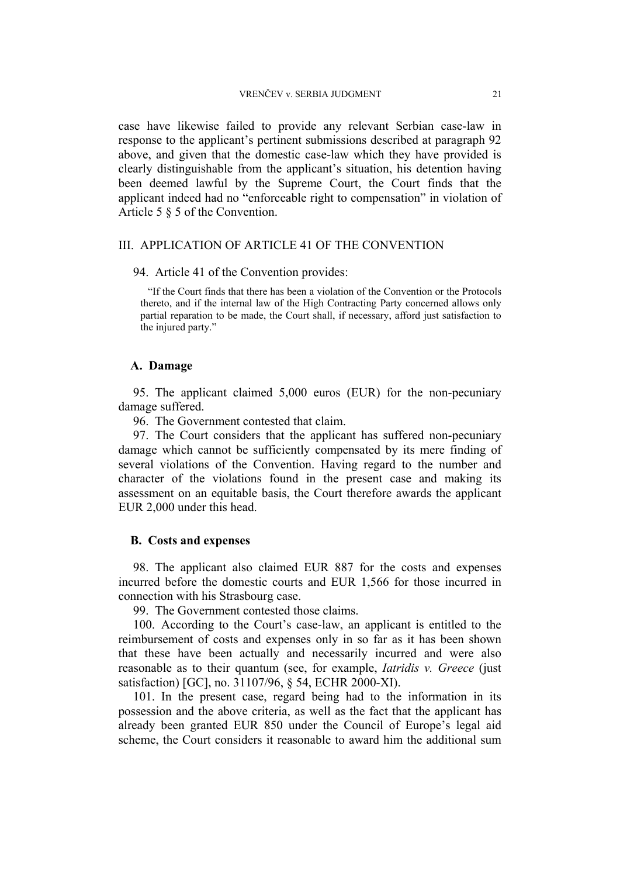case have likewise failed to provide any relevant Serbian case-law in response to the applicant's pertinent submissions described at paragraph 92 above, and given that the domestic case-law which they have provided is clearly distinguishable from the applicant's situation, his detention having been deemed lawful by the Supreme Court, the Court finds that the applicant indeed had no "enforceable right to compensation" in violation of Article 5 § 5 of the Convention.

## III. APPLICATION OF ARTICLE 41 OF THE CONVENTION

94. Article 41 of the Convention provides:

> "If the Court finds that there has been a violation of the Convention or the Protocols thereto, and if the internal law of the High Contracting Party concerned allows only partial reparation to be made, the Court shall, if necessary, afford just satisfaction to the injured party."

### A. Damage

95. The applicant claimed 5,000 euros (EUR) for the non-pecuniary damage suffered.

96. The Government contested that claim.

97. The Court considers that the applicant has suffered non-pecuniary damage which cannot be sufficiently compensated by its mere finding of several violations of the Convention. Having regard to the number and character of the violations found in the present case and making its assessment on an equitable basis, the Court therefore awards the applicant EUR 2,000 under this head.

### B. Costs and expenses

98. The applicant also claimed EUR 887 for the costs and expenses incurred before the domestic courts and EUR 1,566 for those incurred in connection with his Strasbourg case.

99. The Government contested those claims.

100. According to the Court's case-law, an applicant is entitled to the reimbursement of costs and expenses only in so far as it has been shown that these have been actually and necessarily incurred and were also reasonable as to their quantum (see, for example, *Iatridis v. Greece* (just satisfaction) [GC], no. 31107/96, § 54, ECHR 2000-XI).

101. In the present case, regard being had to the information in its possession and the above criteria, as well as the fact that the applicant has already been granted EUR 850 under the Council of Europe's legal aid scheme, the Court considers it reasonable to award him the additional sum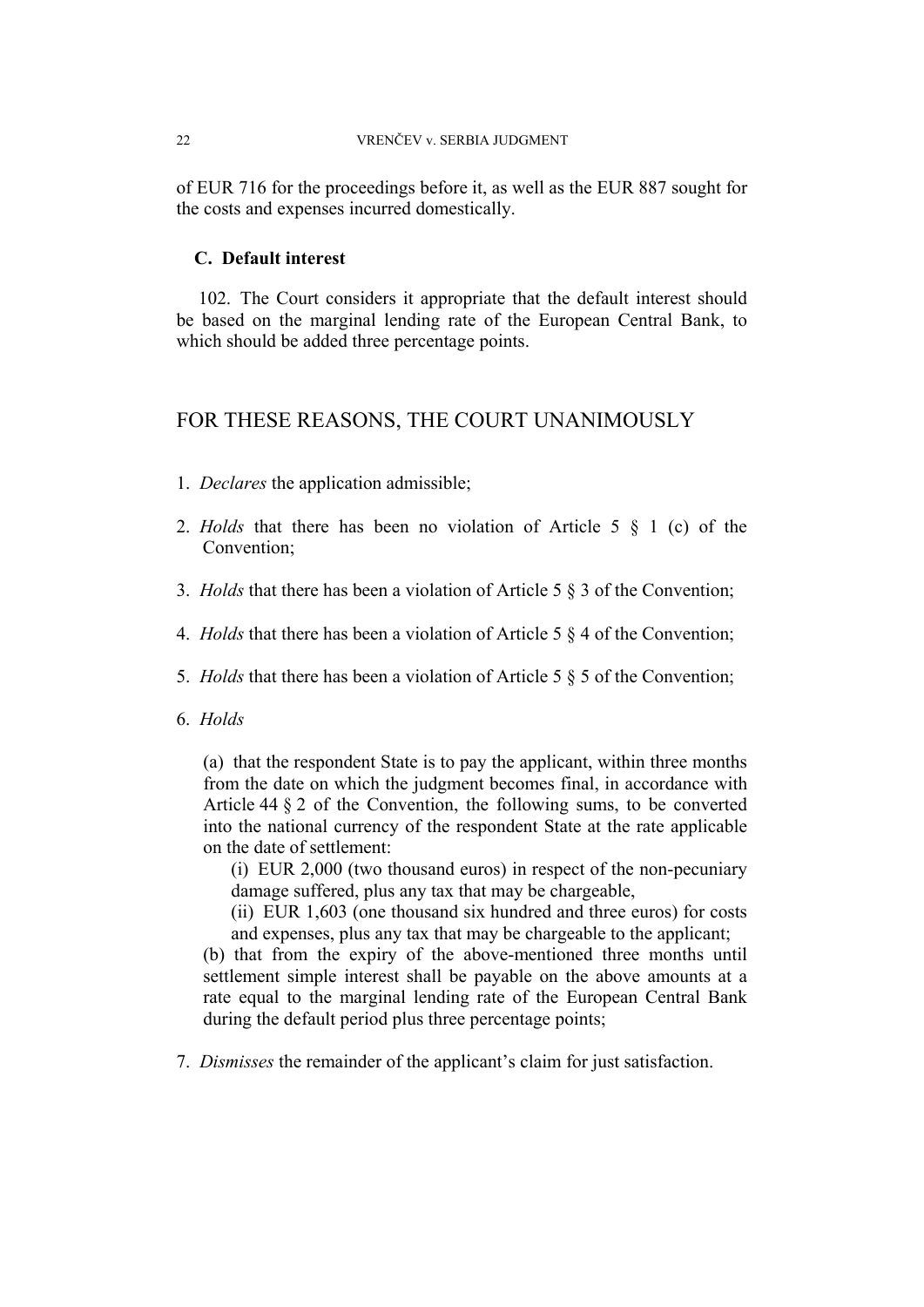of EUR 716 for the proceedings before it, as well as the EUR 887 sought for the costs and expenses incurred domestically.

### C. Default interest

102. The Court considers it appropriate that the default interest should be based on the marginal lending rate of the European Central Bank, to which should be added three percentage points.

## FOR THESE REASONS, THE COURT UNANIMOUSLY

1. *Declares* the application admissible;

2. *Holds* that there has been no violation of Article 5 § 1 (c) of the Convention;

3. *Holds* that there has been a violation of Article 5 § 3 of the Convention;

4. *Holds* that there has been a violation of Article 5 § 4 of the Convention;

5. *Holds* that there has been a violation of Article 5 § 5 of the Convention;

6. *Holds*

   (a) that the respondent State is to pay the applicant, within three months from the date on which the judgment becomes final, in accordance with Article 44 § 2 of the Convention, the following sums, to be converted into the national currency of the respondent State at the rate applicable on the date of settlement:

   (i) EUR 2,000 (two thousand euros) in respect of the non-pecuniary damage suffered, plus any tax that may be chargeable,

   (ii) EUR 1,603 (one thousand six hundred and three euros) for costs and expenses, plus any tax that may be chargeable to the applicant;

   (b) that from the expiry of the above-mentioned three months until settlement simple interest shall be payable on the above amounts at a rate equal to the marginal lending rate of the European Central Bank during the default period plus three percentage points;

7. *Dismisses* the remainder of the applicant's claim for just satisfaction.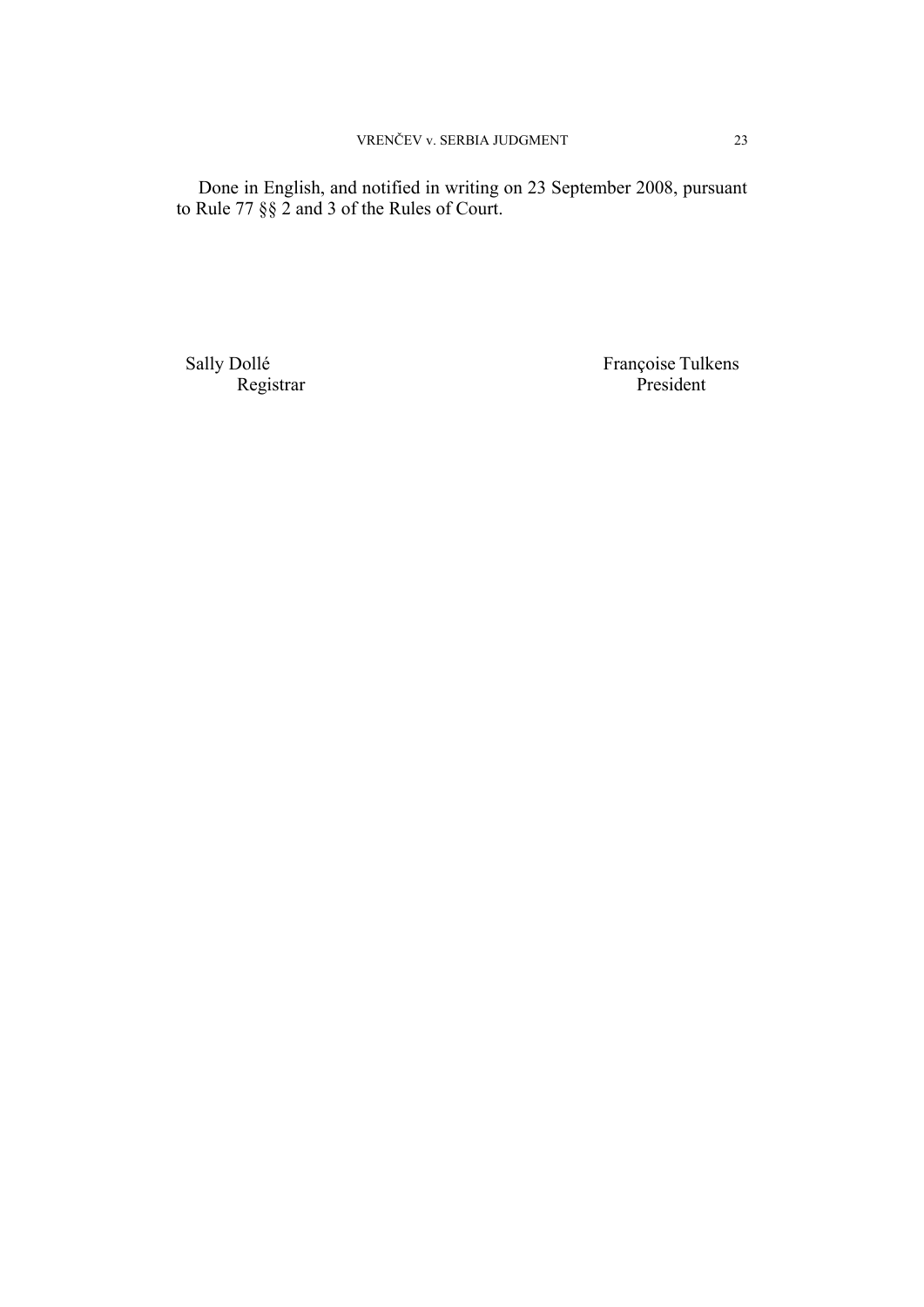Done in English, and notified in writing on 23 September 2008, pursuant to Rule 77 §§ 2 and 3 of the Rules of Court.

Sally Dollé
Registrar

Françoise Tulkens
President